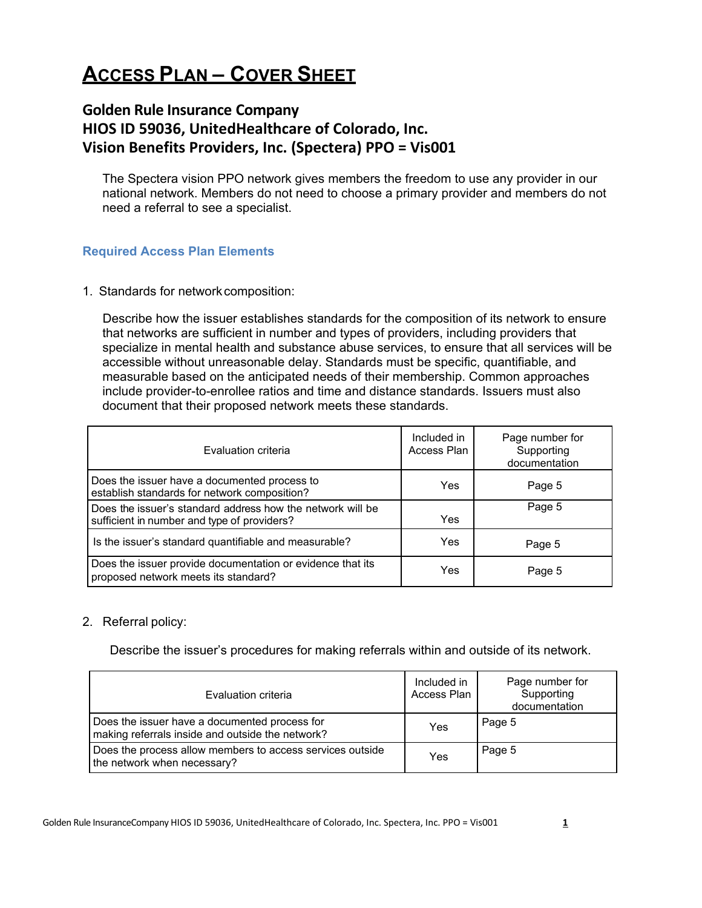# Access Plan – Cover Sheet

## Golden Rule Insurance Company
## HIOS ID 59036, UnitedHealthcare of Colorado, Inc.
## Vision Benefits Providers, Inc. (Spectera) PPO = Vis001

The Spectera vision PPO network gives members the freedom to use any provider in our national network. Members do not need to choose a primary provider and members do not need a referral to see a specialist.

### Required Access Plan Elements

1. Standards for network composition:

   Describe how the issuer establishes standards for the composition of its network to ensure that networks are sufficient in number and types of providers, including providers that specialize in mental health and substance abuse services, to ensure that all services will be accessible without unreasonable delay. Standards must be specific, quantifiable, and measurable based on the anticipated needs of their membership. Common approaches include provider-to-enrollee ratios and time and distance standards. Issuers must also document that their proposed network meets these standards.

| Evaluation criteria | Included in Access Plan | Page number for Supporting documentation |
|---|---|---|
| Does the issuer have a documented process to establish standards for network composition? | Yes | Page 5 |
| Does the issuer's standard address how the network will be sufficient in number and type of providers? | Yes | Page 5 |
| Is the issuer's standard quantifiable and measurable? | Yes | Page 5 |
| Does the issuer provide documentation or evidence that its proposed network meets its standard? | Yes | Page 5 |

2. Referral policy:

   Describe the issuer's procedures for making referrals within and outside of its network.

| Evaluation criteria | Included in Access Plan | Page number for Supporting documentation |
|---|---|---|
| Does the issuer have a documented process for making referrals inside and outside the network? | Yes | Page 5 |
| Does the process allow members to access services outside the network when necessary? | Yes | Page 5 |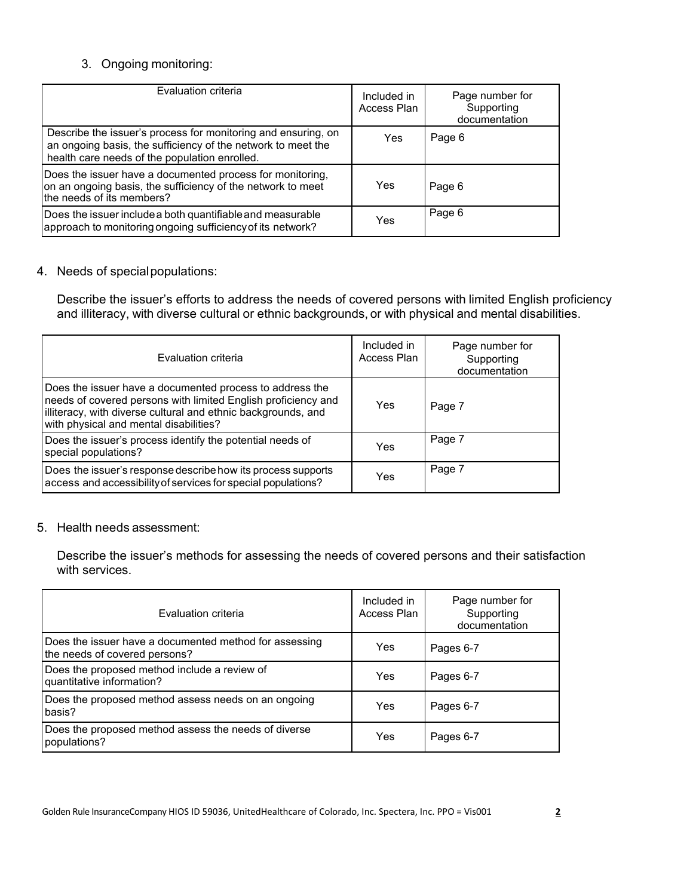3. Ongoing monitoring:

| Evaluation criteria | Included in Access Plan | Page number for Supporting documentation |
|---|---|---|
| Describe the issuer's process for monitoring and ensuring, on an ongoing basis, the sufficiency of the network to meet the health care needs of the population enrolled. | Yes | Page 6 |
| Does the issuer have a documented process for monitoring, on an ongoing basis, the sufficiency of the network to meet the needs of its members? | Yes | Page 6 |
| Does the issuer include a both quantifiable and measurable approach to monitoring ongoing sufficiency of its network? | Yes | Page 6 |

4. Needs of special populations:

   Describe the issuer's efforts to address the needs of covered persons with limited English proficiency and illiteracy, with diverse cultural or ethnic backgrounds, or with physical and mental disabilities.

| Evaluation criteria | Included in Access Plan | Page number for Supporting documentation |
|---|---|---|
| Does the issuer have a documented process to address the needs of covered persons with limited English proficiency and illiteracy, with diverse cultural and ethnic backgrounds, and with physical and mental disabilities? | Yes | Page 7 |
| Does the issuer's process identify the potential needs of special populations? | Yes | Page 7 |
| Does the issuer's response describe how its process supports access and accessibility of services for special populations? | Yes | Page 7 |

5. Health needs assessment:

   Describe the issuer's methods for assessing the needs of covered persons and their satisfaction with services.

| Evaluation criteria | Included in Access Plan | Page number for Supporting documentation |
|---|---|---|
| Does the issuer have a documented method for assessing the needs of covered persons? | Yes | Pages 6-7 |
| Does the proposed method include a review of quantitative information? | Yes | Pages 6-7 |
| Does the proposed method assess needs on an ongoing basis? | Yes | Pages 6-7 |
| Does the proposed method assess the needs of diverse populations? | Yes | Pages 6-7 |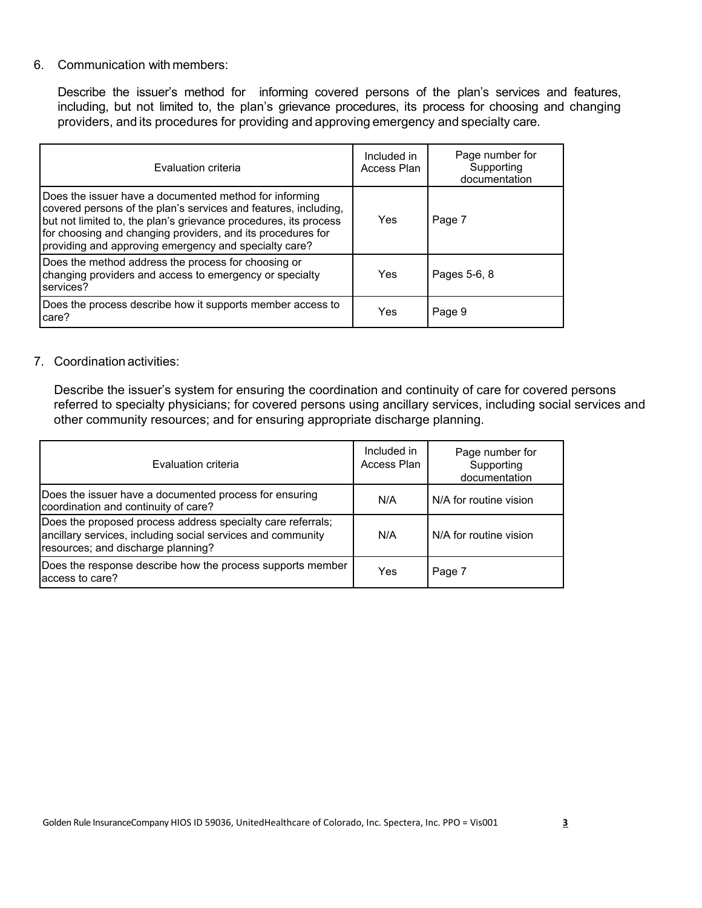6. Communication with members:

   Describe the issuer's method for informing covered persons of the plan's services and features, including, but not limited to, the plan's grievance procedures, its process for choosing and changing providers, and its procedures for providing and approving emergency and specialty care.

| Evaluation criteria | Included in Access Plan | Page number for Supporting documentation |
|---|---|---|
| Does the issuer have a documented method for informing covered persons of the plan's services and features, including, but not limited to, the plan's grievance procedures, its process for choosing and changing providers, and its procedures for providing and approving emergency and specialty care? | Yes | Page 7 |
| Does the method address the process for choosing or changing providers and access to emergency or specialty services? | Yes | Pages 5-6, 8 |
| Does the process describe how it supports member access to care? | Yes | Page 9 |

7. Coordination activities:

   Describe the issuer's system for ensuring the coordination and continuity of care for covered persons referred to specialty physicians; for covered persons using ancillary services, including social services and other community resources; and for ensuring appropriate discharge planning.

| Evaluation criteria | Included in Access Plan | Page number for Supporting documentation |
|---|---|---|
| Does the issuer have a documented process for ensuring coordination and continuity of care? | N/A | N/A for routine vision |
| Does the proposed process address specialty care referrals; ancillary services, including social services and community resources; and discharge planning? | N/A | N/A for routine vision |
| Does the response describe how the process supports member access to care? | Yes | Page 7 |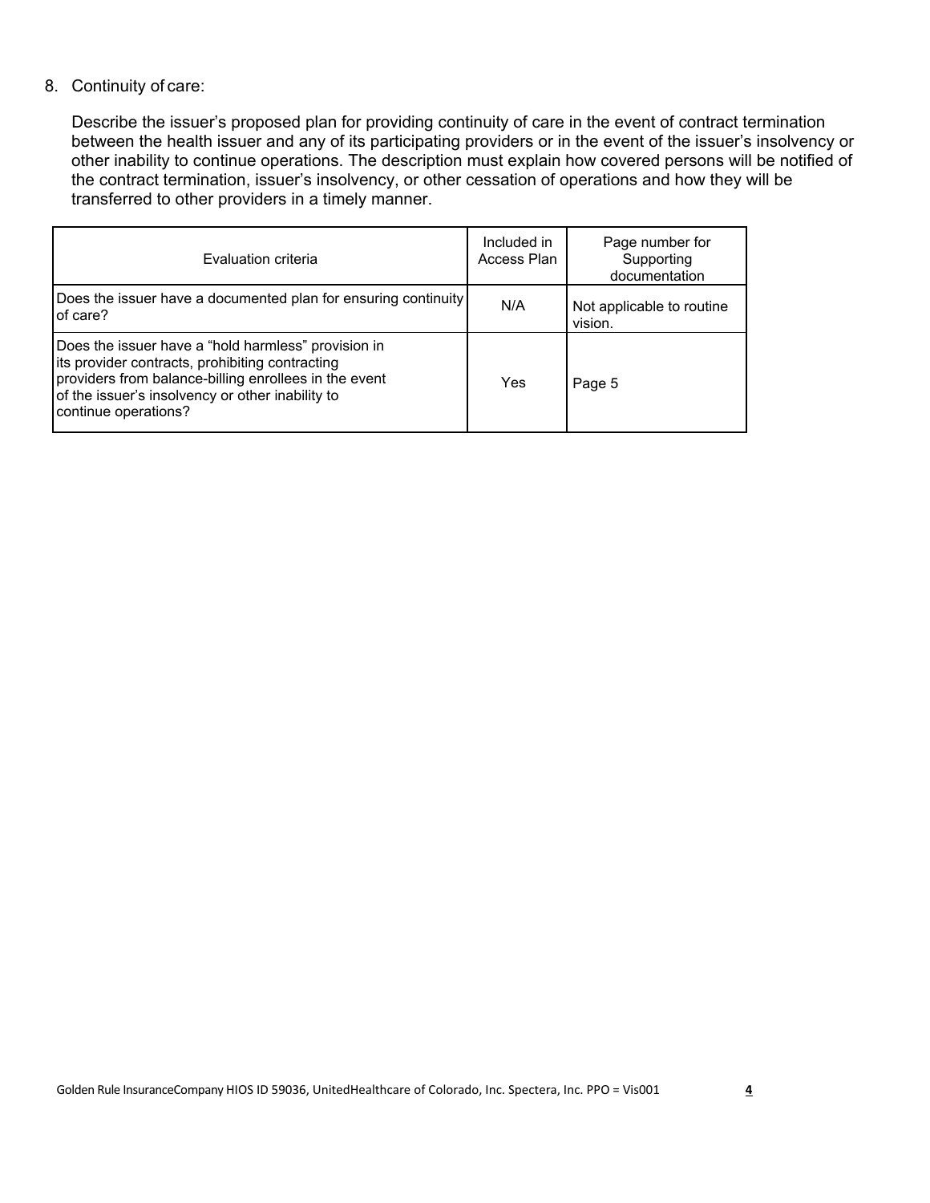8. Continuity of care:

   Describe the issuer's proposed plan for providing continuity of care in the event of contract termination between the health issuer and any of its participating providers or in the event of the issuer's insolvency or other inability to continue operations. The description must explain how covered persons will be notified of the contract termination, issuer's insolvency, or other cessation of operations and how they will be transferred to other providers in a timely manner.

| Evaluation criteria | Included in Access Plan | Page number for Supporting documentation |
| --- | --- | --- |
| Does the issuer have a documented plan for ensuring continuity of care? | N/A | Not applicable to routine vision. |
| Does the issuer have a "hold harmless" provision in its provider contracts, prohibiting contracting providers from balance-billing enrollees in the event of the issuer's insolvency or other inability to continue operations? | Yes | Page 5 |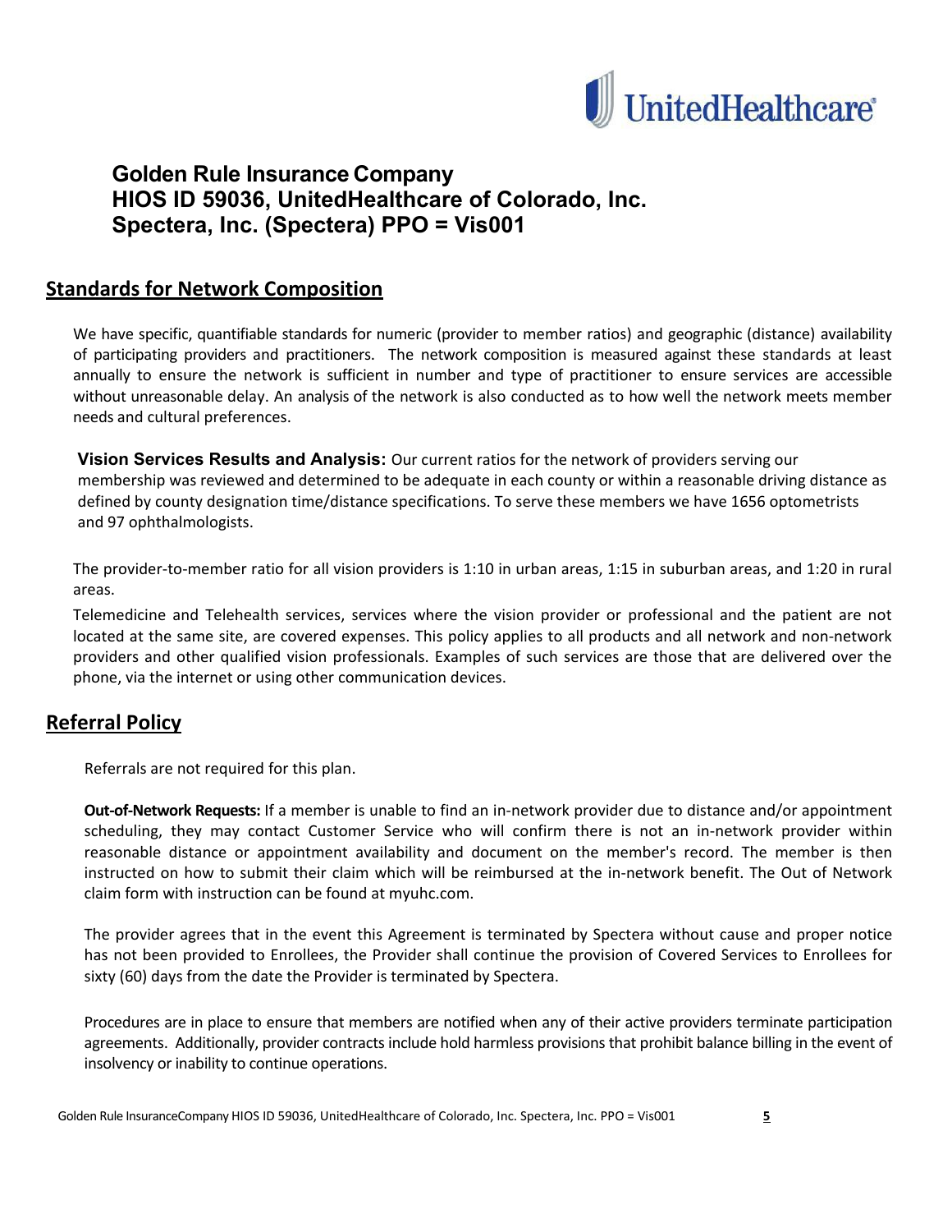UnitedHealthcare

# Golden Rule Insurance Company
# HIOS ID 59036, UnitedHealthcare of Colorado, Inc.
# Spectera, Inc. (Spectera) PPO = Vis001

## Standards for Network Composition

We have specific, quantifiable standards for numeric (provider to member ratios) and geographic (distance) availability of participating providers and practitioners. The network composition is measured against these standards at least annually to ensure the network is sufficient in number and type of practitioner to ensure services are accessible without unreasonable delay. An analysis of the network is also conducted as to how well the network meets member needs and cultural preferences.

**Vision Services Results and Analysis:** Our current ratios for the network of providers serving our membership was reviewed and determined to be adequate in each county or within a reasonable driving distance as defined by county designation time/distance specifications. To serve these members we have 1656 optometrists and 97 ophthalmologists.

The provider-to-member ratio for all vision providers is 1:10 in urban areas, 1:15 in suburban areas, and 1:20 in rural areas.

Telemedicine and Telehealth services, services where the vision provider or professional and the patient are not located at the same site, are covered expenses. This policy applies to all products and all network and non-network providers and other qualified vision professionals. Examples of such services are those that are delivered over the phone, via the internet or using other communication devices.

## Referral Policy

Referrals are not required for this plan.

**Out-of-Network Requests:** If a member is unable to find an in-network provider due to distance and/or appointment scheduling, they may contact Customer Service who will confirm there is not an in-network provider within reasonable distance or appointment availability and document on the member's record. The member is then instructed on how to submit their claim which will be reimbursed at the in-network benefit. The Out of Network claim form with instruction can be found at myuhc.com.

The provider agrees that in the event this Agreement is terminated by Spectera without cause and proper notice has not been provided to Enrollees, the Provider shall continue the provision of Covered Services to Enrollees for sixty (60) days from the date the Provider is terminated by Spectera.

Procedures are in place to ensure that members are notified when any of their active providers terminate participation agreements. Additionally, provider contracts include hold harmless provisions that prohibit balance billing in the event of insolvency or inability to continue operations.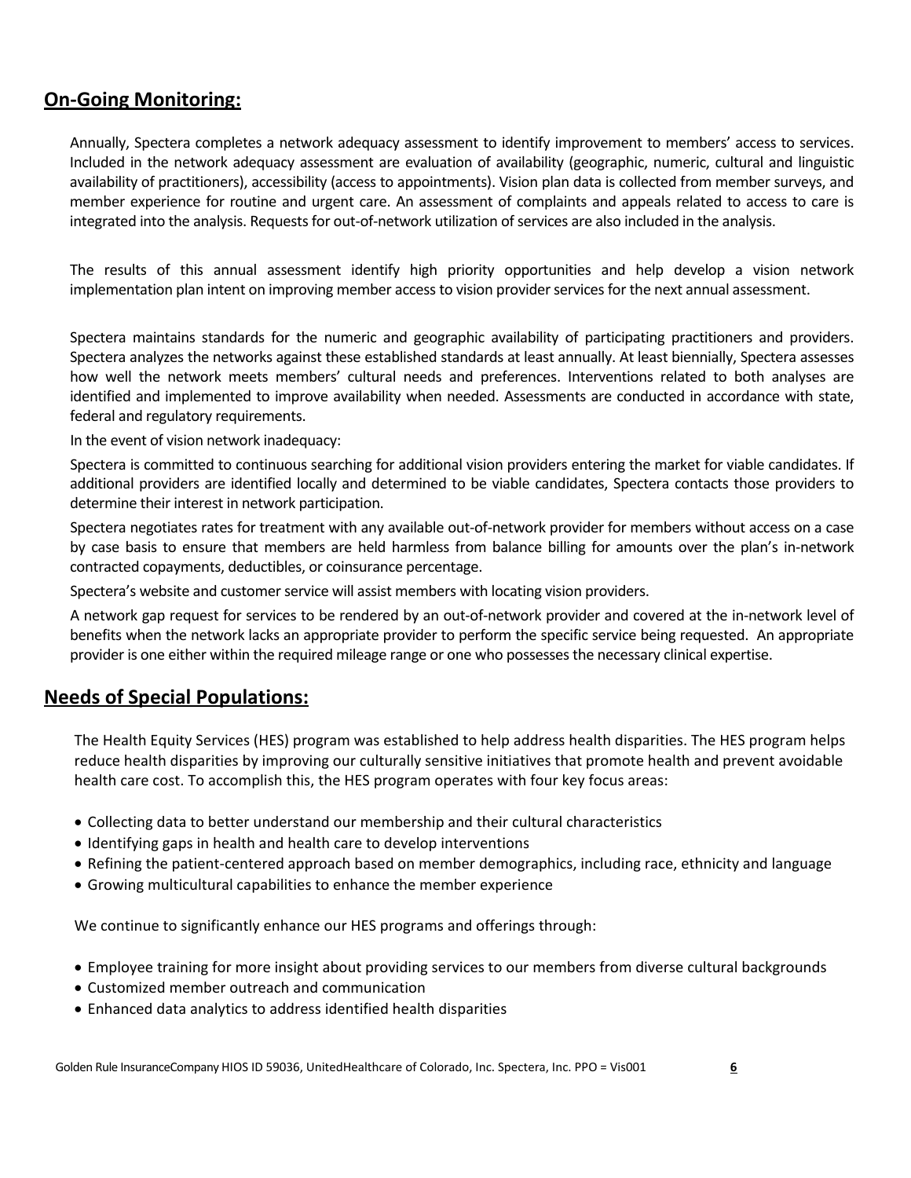## **On-Going Monitoring:**

Annually, Spectera completes a network adequacy assessment to identify improvement to members' access to services. Included in the network adequacy assessment are evaluation of availability (geographic, numeric, cultural and linguistic availability of practitioners), accessibility (access to appointments). Vision plan data is collected from member surveys, and member experience for routine and urgent care. An assessment of complaints and appeals related to access to care is integrated into the analysis. Requests for out-of-network utilization of services are also included in the analysis.

The results of this annual assessment identify high priority opportunities and help develop a vision network implementation plan intent on improving member access to vision provider services for the next annual assessment.

Spectera maintains standards for the numeric and geographic availability of participating practitioners and providers. Spectera analyzes the networks against these established standards at least annually. At least biennially, Spectera assesses how well the network meets members' cultural needs and preferences. Interventions related to both analyses are identified and implemented to improve availability when needed. Assessments are conducted in accordance with state, federal and regulatory requirements.

In the event of vision network inadequacy:

Spectera is committed to continuous searching for additional vision providers entering the market for viable candidates. If additional providers are identified locally and determined to be viable candidates, Spectera contacts those providers to determine their interest in network participation.

Spectera negotiates rates for treatment with any available out-of-network provider for members without access on a case by case basis to ensure that members are held harmless from balance billing for amounts over the plan's in-network contracted copayments, deductibles, or coinsurance percentage.

Spectera's website and customer service will assist members with locating vision providers.

A network gap request for services to be rendered by an out-of-network provider and covered at the in-network level of benefits when the network lacks an appropriate provider to perform the specific service being requested. An appropriate provider is one either within the required mileage range or one who possesses the necessary clinical expertise.

## **Needs of Special Populations:**

The Health Equity Services (HES) program was established to help address health disparities. The HES program helps reduce health disparities by improving our culturally sensitive initiatives that promote health and prevent avoidable health care cost. To accomplish this, the HES program operates with four key focus areas:

- Collecting data to better understand our membership and their cultural characteristics
- Identifying gaps in health and health care to develop interventions
- Refining the patient-centered approach based on member demographics, including race, ethnicity and language
- Growing multicultural capabilities to enhance the member experience

We continue to significantly enhance our HES programs and offerings through:

- Employee training for more insight about providing services to our members from diverse cultural backgrounds
- Customized member outreach and communication
- Enhanced data analytics to address identified health disparities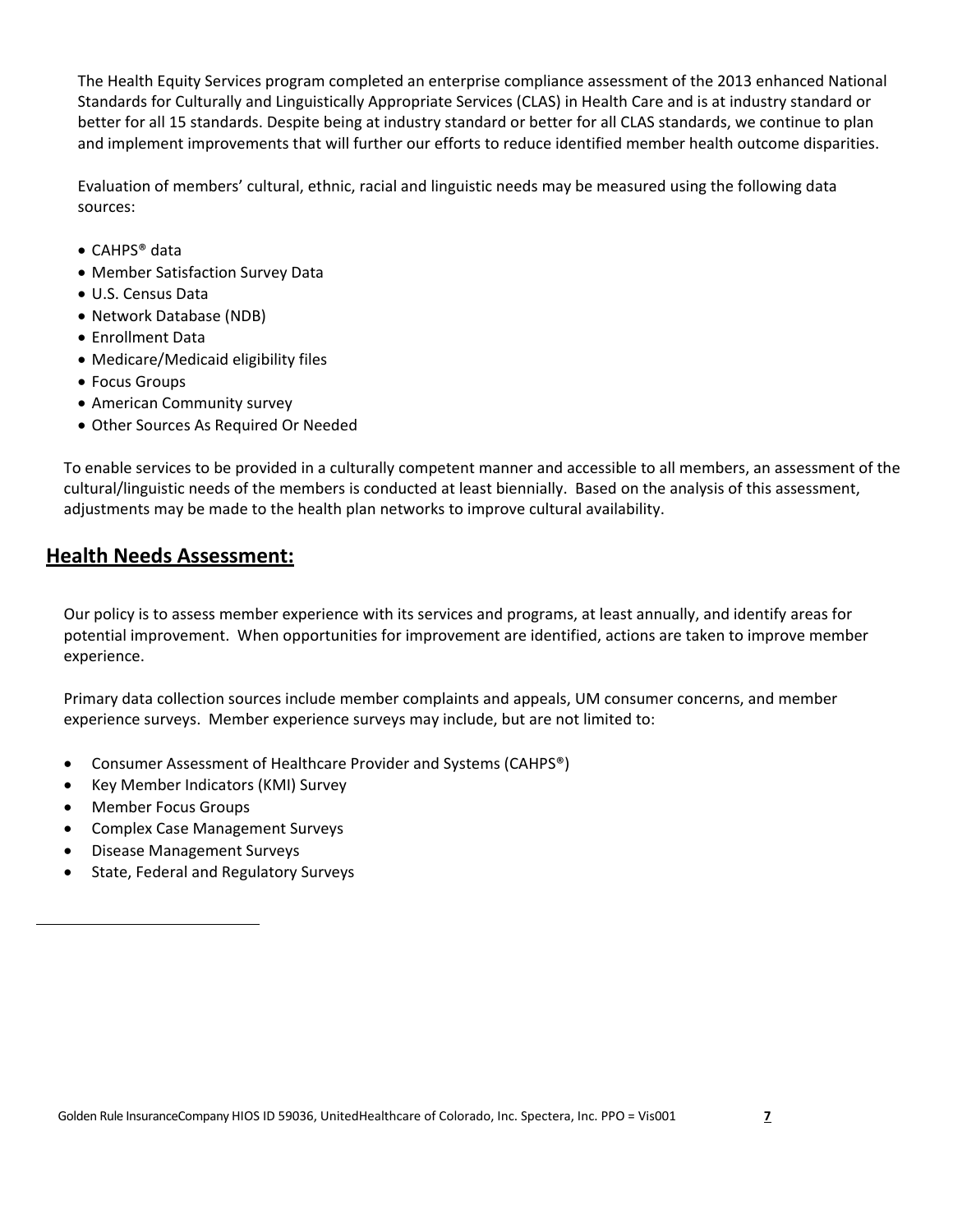The Health Equity Services program completed an enterprise compliance assessment of the 2013 enhanced National Standards for Culturally and Linguistically Appropriate Services (CLAS) in Health Care and is at industry standard or better for all 15 standards. Despite being at industry standard or better for all CLAS standards, we continue to plan and implement improvements that will further our efforts to reduce identified member health outcome disparities.

Evaluation of members' cultural, ethnic, racial and linguistic needs may be measured using the following data sources:

- CAHPS® data
- Member Satisfaction Survey Data
- U.S. Census Data
- Network Database (NDB)
- Enrollment Data
- Medicare/Medicaid eligibility files
- Focus Groups
- American Community survey
- Other Sources As Required Or Needed

To enable services to be provided in a culturally competent manner and accessible to all members, an assessment of the cultural/linguistic needs of the members is conducted at least biennially. Based on the analysis of this assessment, adjustments may be made to the health plan networks to improve cultural availability.

## Health Needs Assessment:

Our policy is to assess member experience with its services and programs, at least annually, and identify areas for potential improvement. When opportunities for improvement are identified, actions are taken to improve member experience.

Primary data collection sources include member complaints and appeals, UM consumer concerns, and member experience surveys. Member experience surveys may include, but are not limited to:

- Consumer Assessment of Healthcare Provider and Systems (CAHPS®)
- Key Member Indicators (KMI) Survey
- Member Focus Groups
- Complex Case Management Surveys
- Disease Management Surveys
- State, Federal and Regulatory Surveys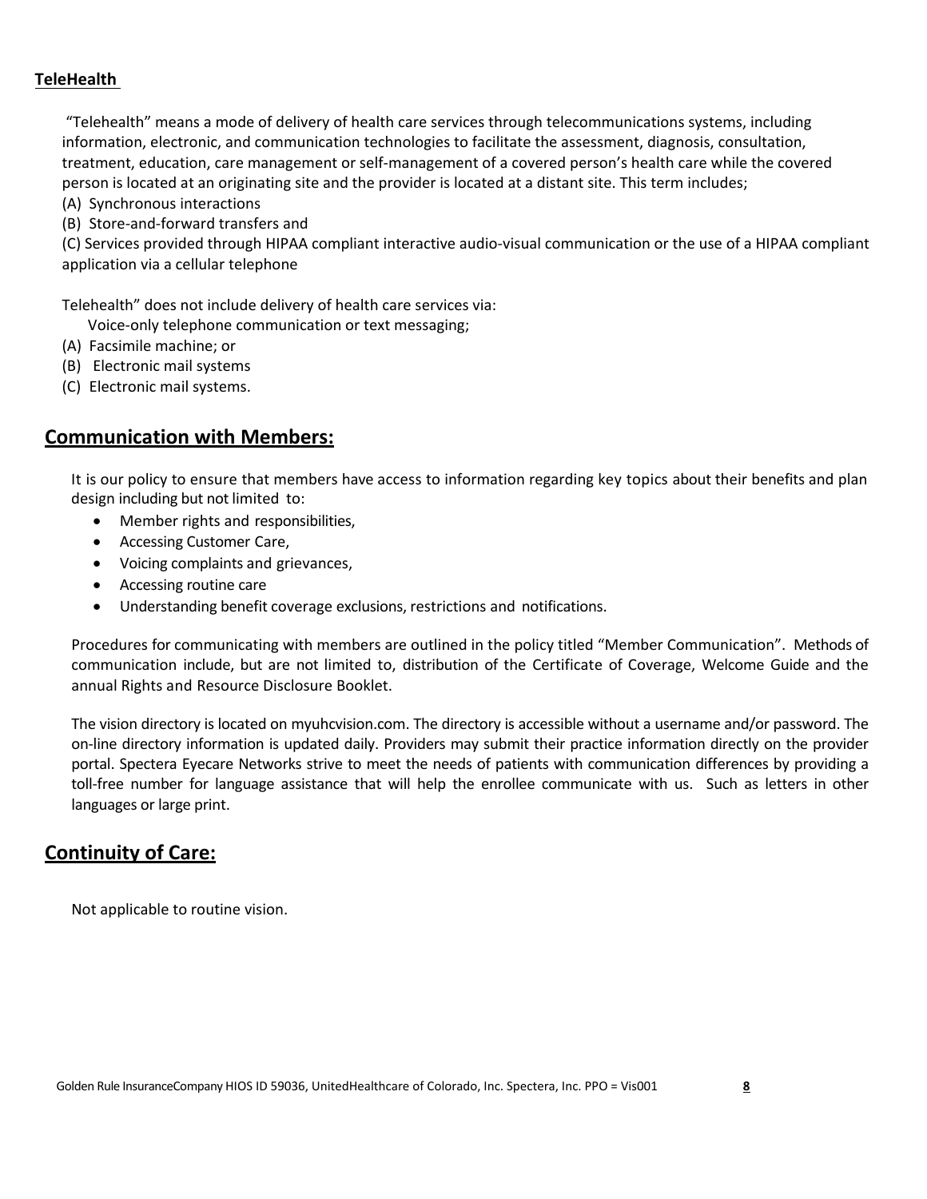**TeleHealth**

"Telehealth" means a mode of delivery of health care services through telecommunications systems, including information, electronic, and communication technologies to facilitate the assessment, diagnosis, consultation, treatment, education, care management or self-management of a covered person's health care while the covered person is located at an originating site and the provider is located at a distant site. This term includes;

(A) Synchronous interactions

(B) Store-and-forward transfers and

(C) Services provided through HIPAA compliant interactive audio-visual communication or the use of a HIPAA compliant application via a cellular telephone

Telehealth" does not include delivery of health care services via:

Voice-only telephone communication or text messaging;

(A) Facsimile machine; or

(B) Electronic mail systems

(C) Electronic mail systems.

## Communication with Members:

It is our policy to ensure that members have access to information regarding key topics about their benefits and plan design including but not limited to:

- Member rights and responsibilities,
- Accessing Customer Care,
- Voicing complaints and grievances,
- Accessing routine care
- Understanding benefit coverage exclusions, restrictions and notifications.

Procedures for communicating with members are outlined in the policy titled "Member Communication". Methods of communication include, but are not limited to, distribution of the Certificate of Coverage, Welcome Guide and the annual Rights and Resource Disclosure Booklet.

The vision directory is located on myuhcvision.com. The directory is accessible without a username and/or password. The on-line directory information is updated daily. Providers may submit their practice information directly on the provider portal. Spectera Eyecare Networks strive to meet the needs of patients with communication differences by providing a toll-free number for language assistance that will help the enrollee communicate with us. Such as letters in other languages or large print.

## Continuity of Care:

Not applicable to routine vision.

Golden Rule InsuranceCompany HIOS ID 59036, UnitedHealthcare of Colorado, Inc. Spectera, Inc. PPO = Vis001